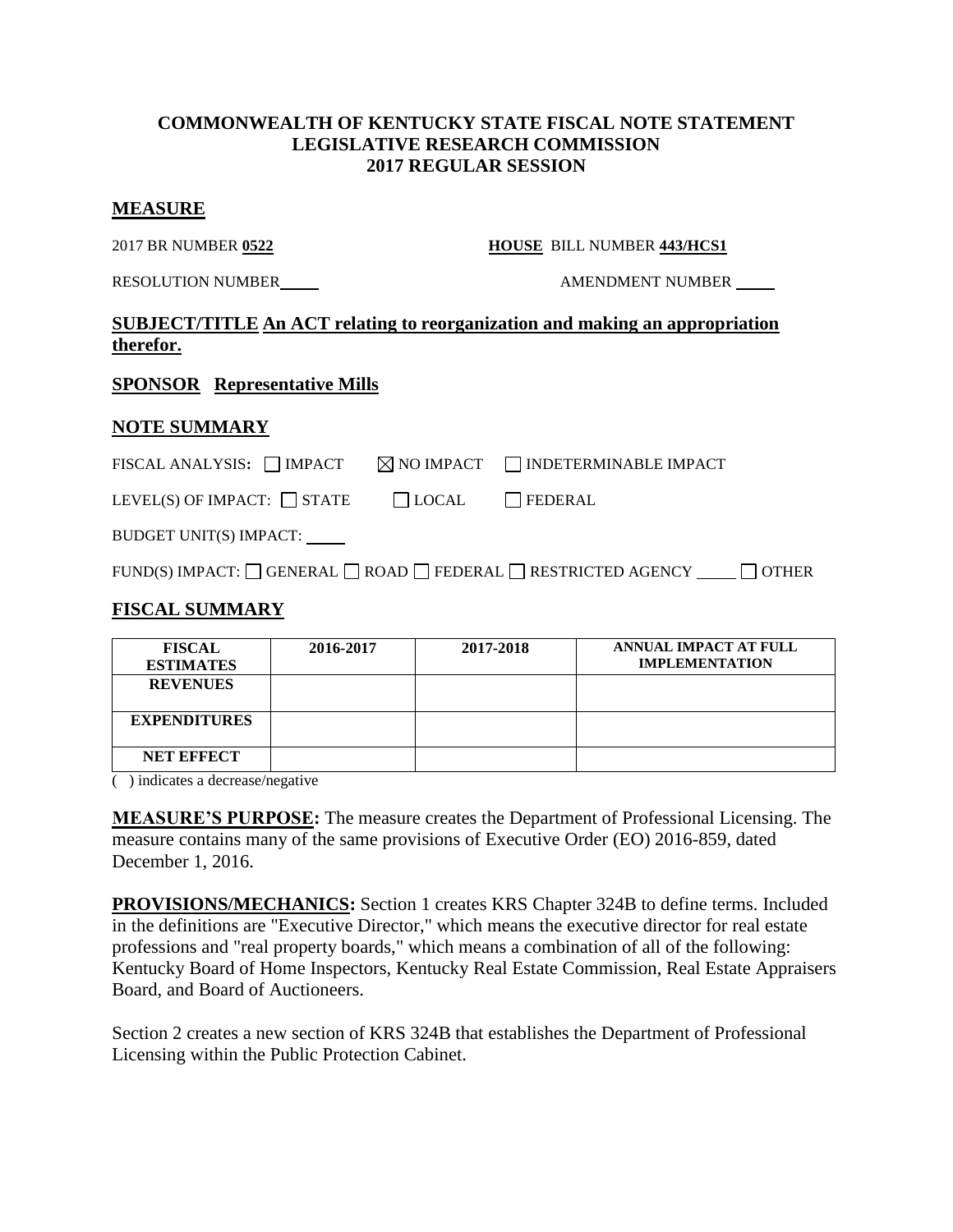**COMMONWEALTH OF KENTUCKY STATE FISCAL NOTE STATEMENT**
**LEGISLATIVE RESEARCH COMMISSION**
**2017 REGULAR SESSION**

## MEASURE

2017 BR NUMBER **0522** **HOUSE** BILL NUMBER **443/HCS1**

RESOLUTION NUMBER____ AMENDMENT NUMBER ____

**SUBJECT/TITLE An ACT relating to reorganization and making an appropriation therefor.**

**SPONSOR Representative Mills**

## NOTE SUMMARY

FISCAL ANALYSIS: ☐ IMPACT ☒ NO IMPACT ☐ INDETERMINABLE IMPACT

LEVEL(S) OF IMPACT: ☐ STATE ☐ LOCAL ☐ FEDERAL

BUDGET UNIT(S) IMPACT: ____

FUND(S) IMPACT: ☐ GENERAL ☐ ROAD ☐ FEDERAL ☐ RESTRICTED AGENCY ____ ☐ OTHER

## FISCAL SUMMARY

| FISCAL ESTIMATES | 2016-2017 | 2017-2018 | ANNUAL IMPACT AT FULL IMPLEMENTATION |
|---|---|---|---|
| REVENUES | | | |
| EXPENDITURES | | | |
| NET EFFECT | | | |

( ) indicates a decrease/negative

**MEASURE'S PURPOSE:** The measure creates the Department of Professional Licensing. The measure contains many of the same provisions of Executive Order (EO) 2016-859, dated December 1, 2016.

**PROVISIONS/MECHANICS:** Section 1 creates KRS Chapter 324B to define terms. Included in the definitions are "Executive Director," which means the executive director for real estate professions and "real property boards," which means a combination of all of the following: Kentucky Board of Home Inspectors, Kentucky Real Estate Commission, Real Estate Appraisers Board, and Board of Auctioneers.

Section 2 creates a new section of KRS 324B that establishes the Department of Professional Licensing within the Public Protection Cabinet.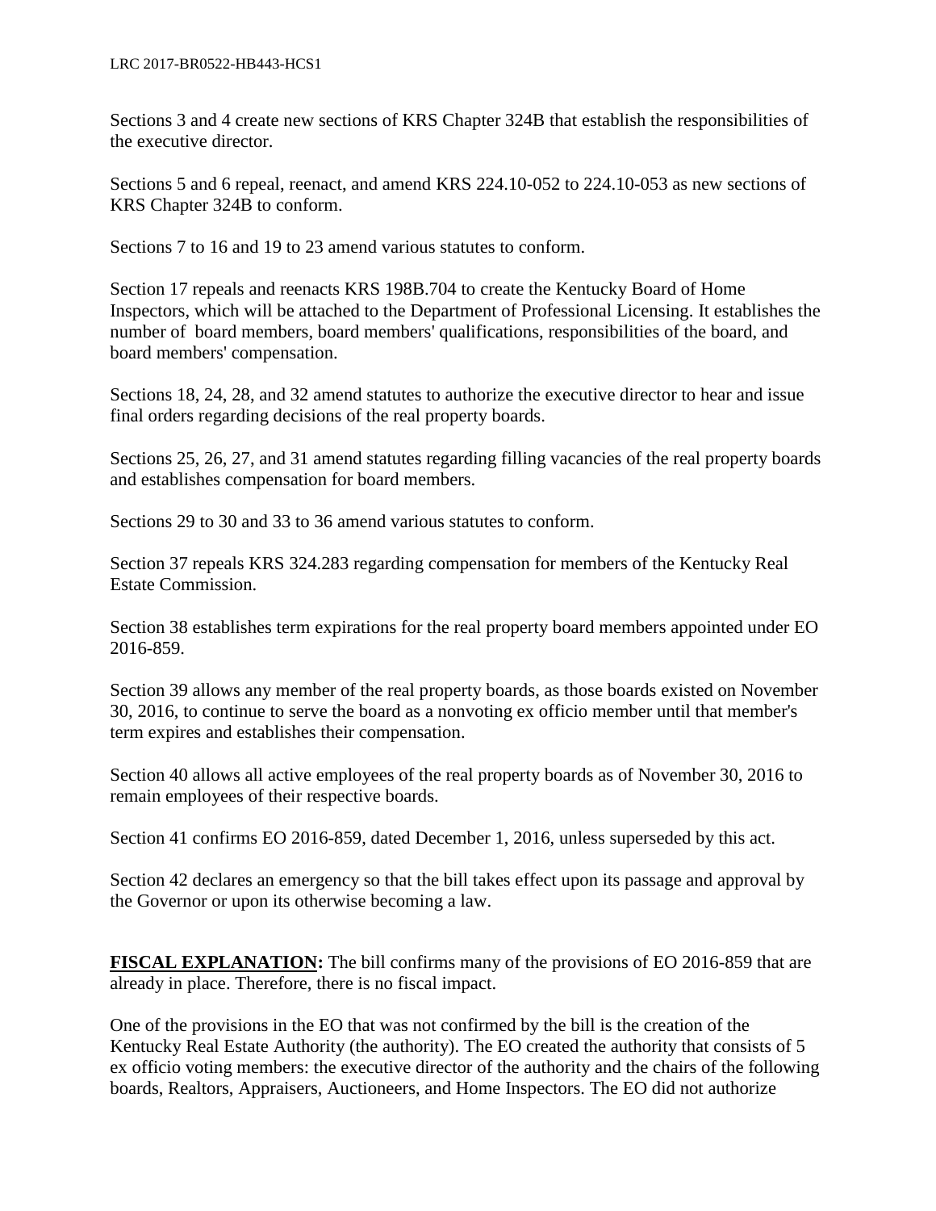Sections 3 and 4 create new sections of KRS Chapter 324B that establish the responsibilities of the executive director.

Sections 5 and 6 repeal, reenact, and amend KRS 224.10-052 to 224.10-053 as new sections of KRS Chapter 324B to conform.

Sections 7 to 16 and 19 to 23 amend various statutes to conform.

Section 17 repeals and reenacts KRS 198B.704 to create the Kentucky Board of Home Inspectors, which will be attached to the Department of Professional Licensing. It establishes the number of board members, board members' qualifications, responsibilities of the board, and board members' compensation.

Sections 18, 24, 28, and 32 amend statutes to authorize the executive director to hear and issue final orders regarding decisions of the real property boards.

Sections 25, 26, 27, and 31 amend statutes regarding filling vacancies of the real property boards and establishes compensation for board members.

Sections 29 to 30 and 33 to 36 amend various statutes to conform.

Section 37 repeals KRS 324.283 regarding compensation for members of the Kentucky Real Estate Commission.

Section 38 establishes term expirations for the real property board members appointed under EO 2016-859.

Section 39 allows any member of the real property boards, as those boards existed on November 30, 2016, to continue to serve the board as a nonvoting ex officio member until that member's term expires and establishes their compensation.

Section 40 allows all active employees of the real property boards as of November 30, 2016 to remain employees of their respective boards.

Section 41 confirms EO 2016-859, dated December 1, 2016, unless superseded by this act.

Section 42 declares an emergency so that the bill takes effect upon its passage and approval by the Governor or upon its otherwise becoming a law.

**FISCAL EXPLANATION:** The bill confirms many of the provisions of EO 2016-859 that are already in place. Therefore, there is no fiscal impact.

One of the provisions in the EO that was not confirmed by the bill is the creation of the Kentucky Real Estate Authority (the authority). The EO created the authority that consists of 5 ex officio voting members: the executive director of the authority and the chairs of the following boards, Realtors, Appraisers, Auctioneers, and Home Inspectors. The EO did not authorize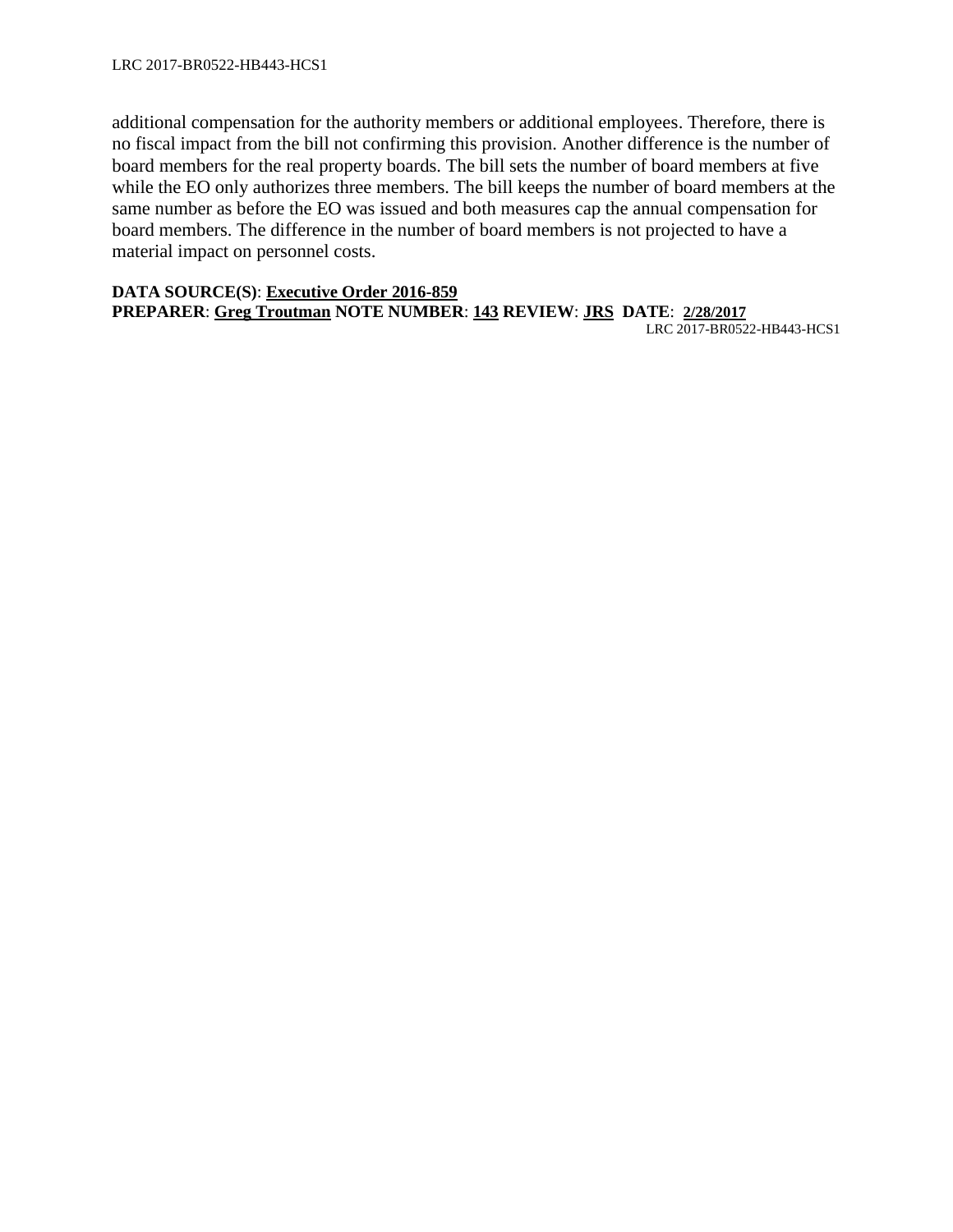additional compensation for the authority members or additional employees. Therefore, there is no fiscal impact from the bill not confirming this provision. Another difference is the number of board members for the real property boards. The bill sets the number of board members at five while the EO only authorizes three members. The bill keeps the number of board members at the same number as before the EO was issued and both measures cap the annual compensation for board members. The difference in the number of board members is not projected to have a material impact on personnel costs.

**DATA SOURCE(S)**: **Executive Order 2016-859**
**PREPARER**: **Greg Troutman** **NOTE NUMBER**: **143** **REVIEW**: **JRS** **DATE**: **2/28/2017**